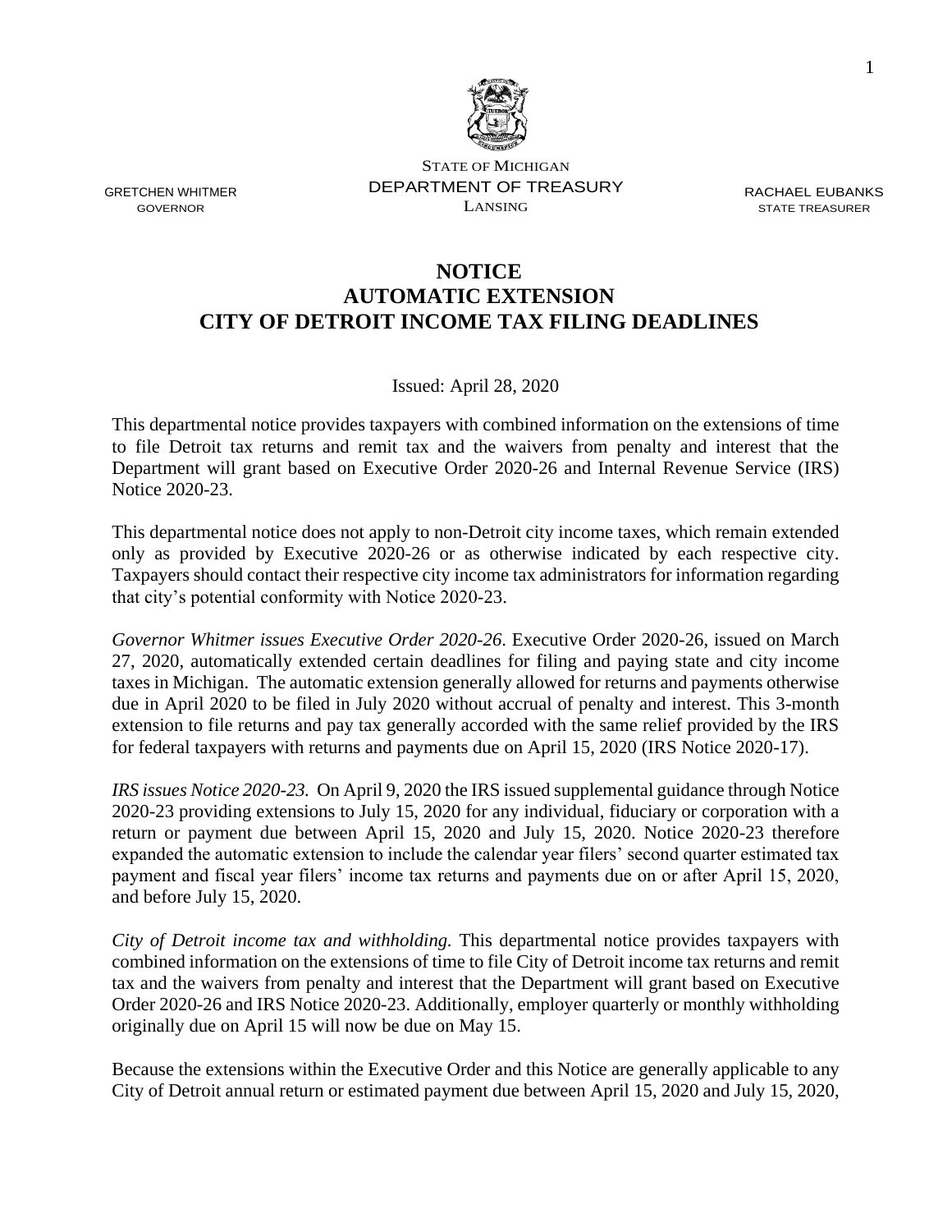STATE OF MICHIGAN
DEPARTMENT OF TREASURY
LANSING

GRETCHEN WHITMER
GOVERNOR

RACHAEL EUBANKS
STATE TREASURER

# NOTICE
# AUTOMATIC EXTENSION
# CITY OF DETROIT INCOME TAX FILING DEADLINES

Issued: April 28, 2020

This departmental notice provides taxpayers with combined information on the extensions of time to file Detroit tax returns and remit tax and the waivers from penalty and interest that the Department will grant based on Executive Order 2020-26 and Internal Revenue Service (IRS) Notice 2020-23.

This departmental notice does not apply to non-Detroit city income taxes, which remain extended only as provided by Executive 2020-26 or as otherwise indicated by each respective city. Taxpayers should contact their respective city income tax administrators for information regarding that city's potential conformity with Notice 2020-23.

*Governor Whitmer issues Executive Order 2020-26*. Executive Order 2020-26, issued on March 27, 2020, automatically extended certain deadlines for filing and paying state and city income taxes in Michigan. The automatic extension generally allowed for returns and payments otherwise due in April 2020 to be filed in July 2020 without accrual of penalty and interest. This 3-month extension to file returns and pay tax generally accorded with the same relief provided by the IRS for federal taxpayers with returns and payments due on April 15, 2020 (IRS Notice 2020-17).

*IRS issues Notice 2020-23.* On April 9, 2020 the IRS issued supplemental guidance through Notice 2020-23 providing extensions to July 15, 2020 for any individual, fiduciary or corporation with a return or payment due between April 15, 2020 and July 15, 2020. Notice 2020-23 therefore expanded the automatic extension to include the calendar year filers' second quarter estimated tax payment and fiscal year filers' income tax returns and payments due on or after April 15, 2020, and before July 15, 2020.

*City of Detroit income tax and withholding.* This departmental notice provides taxpayers with combined information on the extensions of time to file City of Detroit income tax returns and remit tax and the waivers from penalty and interest that the Department will grant based on Executive Order 2020-26 and IRS Notice 2020-23. Additionally, employer quarterly or monthly withholding originally due on April 15 will now be due on May 15.

Because the extensions within the Executive Order and this Notice are generally applicable to any City of Detroit annual return or estimated payment due between April 15, 2020 and July 15, 2020,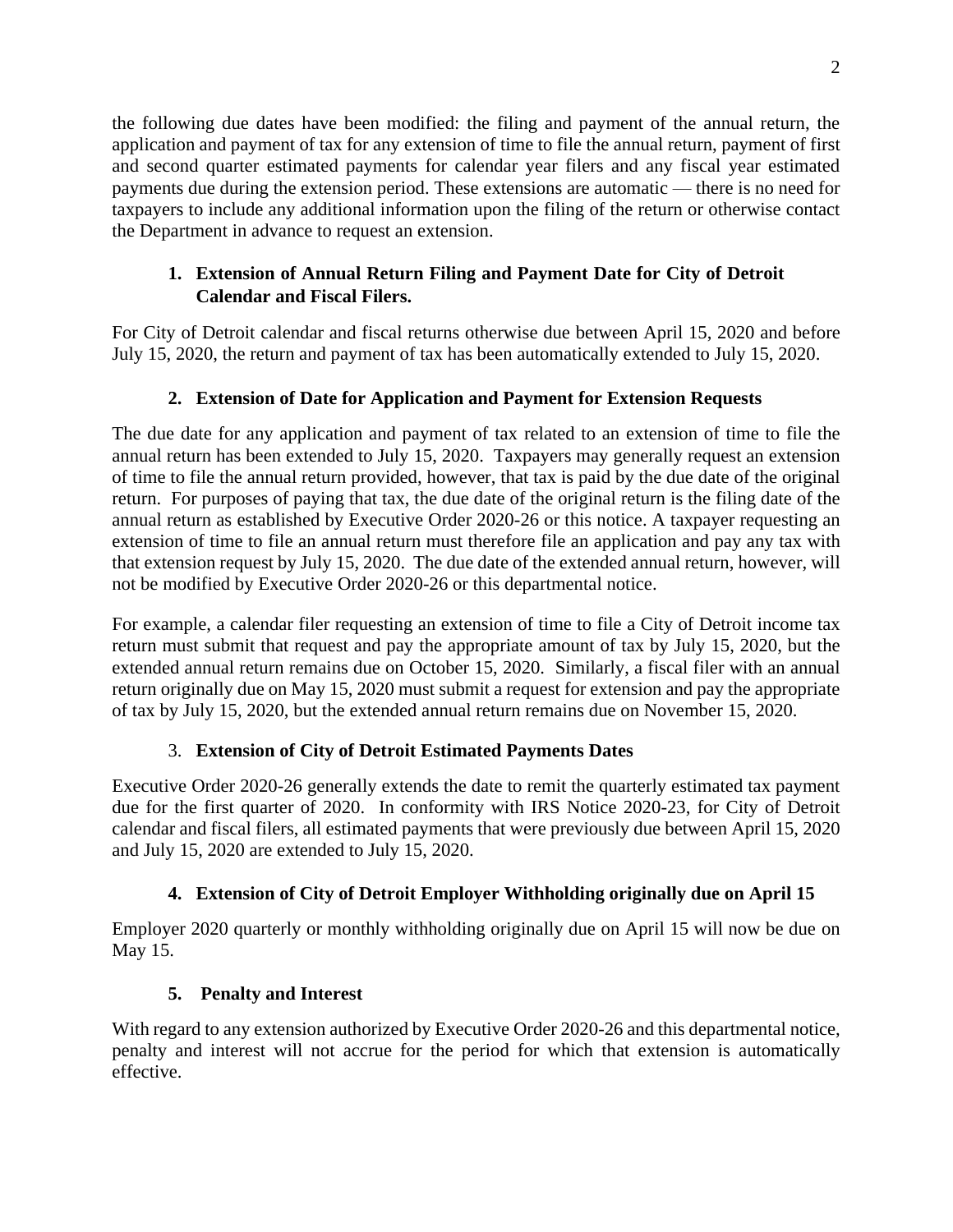the following due dates have been modified: the filing and payment of the annual return, the application and payment of tax for any extension of time to file the annual return, payment of first and second quarter estimated payments for calendar year filers and any fiscal year estimated payments due during the extension period. These extensions are automatic — there is no need for taxpayers to include any additional information upon the filing of the return or otherwise contact the Department in advance to request an extension.

### 1. Extension of Annual Return Filing and Payment Date for City of Detroit Calendar and Fiscal Filers.

For City of Detroit calendar and fiscal returns otherwise due between April 15, 2020 and before July 15, 2020, the return and payment of tax has been automatically extended to July 15, 2020.

### 2. Extension of Date for Application and Payment for Extension Requests

The due date for any application and payment of tax related to an extension of time to file the annual return has been extended to July 15, 2020. Taxpayers may generally request an extension of time to file the annual return provided, however, that tax is paid by the due date of the original return. For purposes of paying that tax, the due date of the original return is the filing date of the annual return as established by Executive Order 2020-26 or this notice. A taxpayer requesting an extension of time to file an annual return must therefore file an application and pay any tax with that extension request by July 15, 2020. The due date of the extended annual return, however, will not be modified by Executive Order 2020-26 or this departmental notice.

For example, a calendar filer requesting an extension of time to file a City of Detroit income tax return must submit that request and pay the appropriate amount of tax by July 15, 2020, but the extended annual return remains due on October 15, 2020. Similarly, a fiscal filer with an annual return originally due on May 15, 2020 must submit a request for extension and pay the appropriate of tax by July 15, 2020, but the extended annual return remains due on November 15, 2020.

### 3. Extension of City of Detroit Estimated Payments Dates

Executive Order 2020-26 generally extends the date to remit the quarterly estimated tax payment due for the first quarter of 2020. In conformity with IRS Notice 2020-23, for City of Detroit calendar and fiscal filers, all estimated payments that were previously due between April 15, 2020 and July 15, 2020 are extended to July 15, 2020.

### 4. Extension of City of Detroit Employer Withholding originally due on April 15

Employer 2020 quarterly or monthly withholding originally due on April 15 will now be due on May 15.

### 5. Penalty and Interest

With regard to any extension authorized by Executive Order 2020-26 and this departmental notice, penalty and interest will not accrue for the period for which that extension is automatically effective.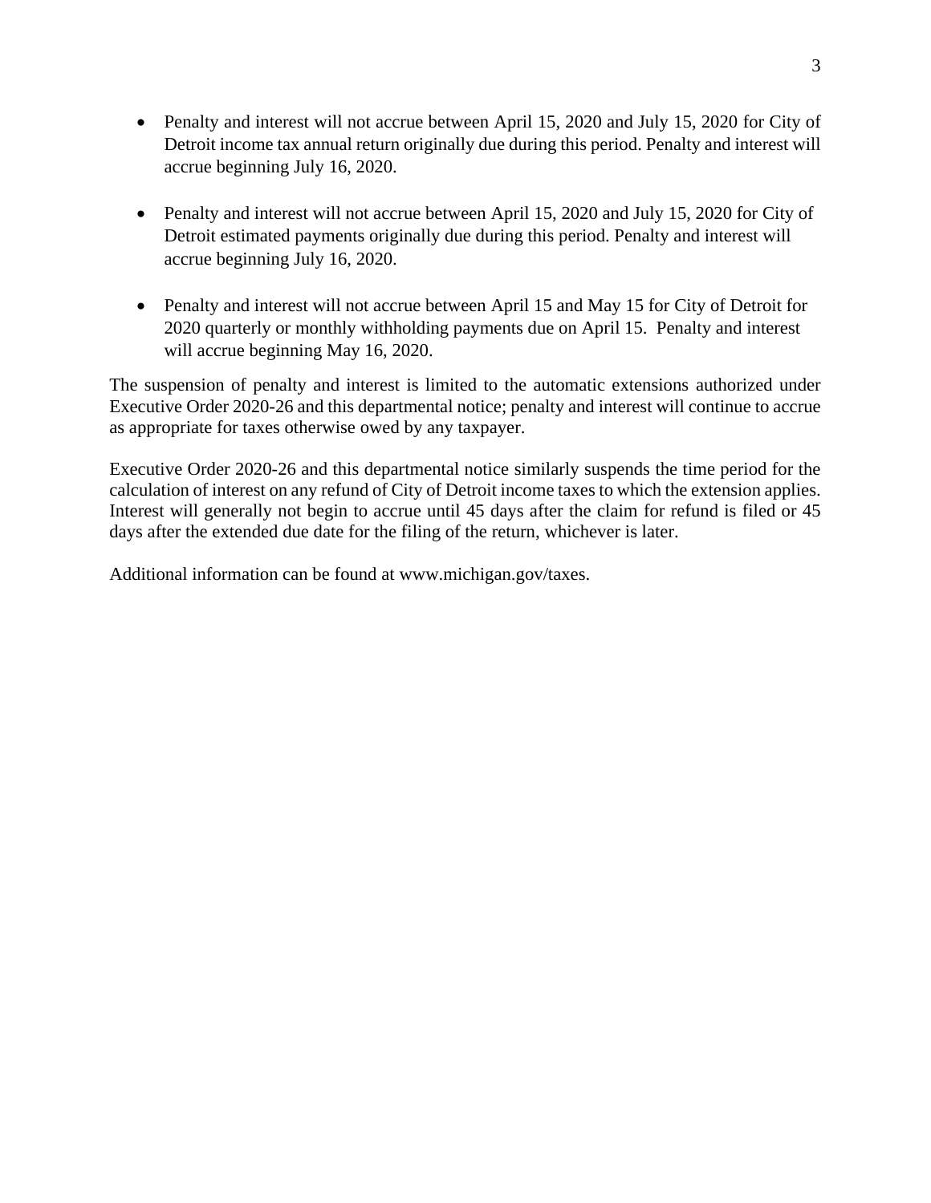- Penalty and interest will not accrue between April 15, 2020 and July 15, 2020 for City of Detroit income tax annual return originally due during this period. Penalty and interest will accrue beginning July 16, 2020.

- Penalty and interest will not accrue between April 15, 2020 and July 15, 2020 for City of Detroit estimated payments originally due during this period. Penalty and interest will accrue beginning July 16, 2020.

- Penalty and interest will not accrue between April 15 and May 15 for City of Detroit for 2020 quarterly or monthly withholding payments due on April 15. Penalty and interest will accrue beginning May 16, 2020.

The suspension of penalty and interest is limited to the automatic extensions authorized under Executive Order 2020-26 and this departmental notice; penalty and interest will continue to accrue as appropriate for taxes otherwise owed by any taxpayer.

Executive Order 2020-26 and this departmental notice similarly suspends the time period for the calculation of interest on any refund of City of Detroit income taxes to which the extension applies. Interest will generally not begin to accrue until 45 days after the claim for refund is filed or 45 days after the extended due date for the filing of the return, whichever is later.

Additional information can be found at www.michigan.gov/taxes.